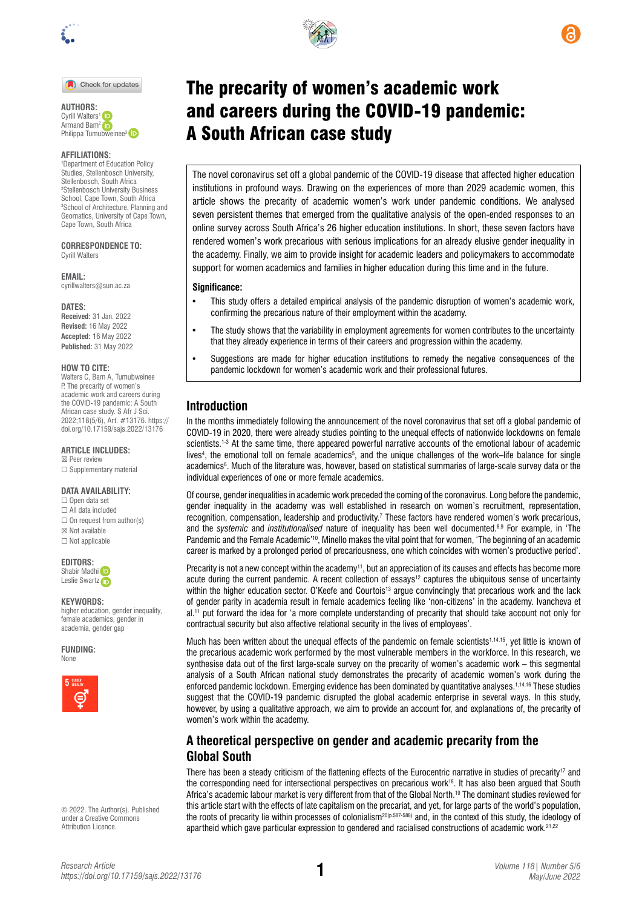# The precarity of women's academic work and careers during the COVID-19 pandemic: A South African case study

**AUTHORS:**
Cyrill Walters[1]
Armand Bam[2]
Philippa Tumubweinee[3]

**AFFILIATIONS:**
[1]Department of Education Policy Studies, Stellenbosch University, Stellenbosch, South Africa
[2]Stellenbosch University Business School, Cape Town, South Africa
[3]School of Architecture, Planning and Geomatics, University of Cape Town, Cape Town, South Africa

**CORRESPONDENCE TO:**
Cyrill Walters

**EMAIL:**
cyrillwalters@sun.ac.za

**DATES:**
**Received:** 31 Jan. 2022
**Revised:** 16 May 2022
**Accepted:** 16 May 2022
**Published:** 31 May 2022

**HOW TO CITE:**
Walters C, Bam A, Tumubweinee P. The precarity of women's academic work and careers during the COVID-19 pandemic: A South African case study. S Afr J Sci. 2022;118(5/6), Art. #13176. https://doi.org/10.17159/sajs.2022/13176

**ARTICLE INCLUDES:**
☒ Peer review
☐ Supplementary material

**DATA AVAILABILITY:**
☐ Open data set
☐ All data included
☐ On request from author(s)
☒ Not available
☐ Not applicable

**EDITORS:**
Shabir Madhi
Leslie Swartz

**KEYWORDS:**
higher education, gender inequality, female academics, gender in academia, gender gap

**FUNDING:**
None

© 2022. The Author(s). Published under a Creative Commons Attribution Licence.

The novel coronavirus set off a global pandemic of the COVID-19 disease that affected higher education institutions in profound ways. Drawing on the experiences of more than 2029 academic women, this article shows the precarity of academic women's work under pandemic conditions. We analysed seven persistent themes that emerged from the qualitative analysis of the open-ended responses to an online survey across South Africa's 26 higher education institutions. In short, these seven factors have rendered women's work precarious with serious implications for an already elusive gender inequality in the academy. Finally, we aim to provide insight for academic leaders and policymakers to accommodate support for women academics and families in higher education during this time and in the future.

**Significance:**

- This study offers a detailed empirical analysis of the pandemic disruption of women's academic work, confirming the precarious nature of their employment within the academy.
- The study shows that the variability in employment agreements for women contributes to the uncertainty that they already experience in terms of their careers and progression within the academy.
- Suggestions are made for higher education institutions to remedy the negative consequences of the pandemic lockdown for women's academic work and their professional futures.

## Introduction

In the months immediately following the announcement of the novel coronavirus that set off a global pandemic of COVID-19 in 2020, there were already studies pointing to the unequal effects of nationwide lockdowns on female scientists.[1-3] At the same time, there appeared powerful narrative accounts of the emotional labour of academic lives[4], the emotional toll on female academics[5], and the unique challenges of the work–life balance for single academics[6]. Much of the literature was, however, based on statistical summaries of large-scale survey data or the individual experiences of one or more female academics.

Of course, gender inequalities in academic work preceded the coming of the coronavirus. Long before the pandemic, gender inequality in the academy was well established in research on women's recruitment, representation, recognition, compensation, leadership and productivity.[7] These factors have rendered women's work precarious, and the *systemic* and *institutionalised* nature of inequality has been well documented.[8,9] For example, in 'The Pandemic and the Female Academic'[10], Minello makes the vital point that for women, 'The beginning of an academic career is marked by a prolonged period of precariousness, one which coincides with women's productive period'.

Precarity is not a new concept within the academy[11], but an appreciation of its causes and effects has become more acute during the current pandemic. A recent collection of essays[12] captures the ubiquitous sense of uncertainty within the higher education sector. O'Keefe and Courtois[13] argue convincingly that precarious work and the lack of gender parity in academia result in female academics feeling like 'non-citizens' in the academy. Ivancheva et al.[11] put forward the idea for 'a more complete understanding of precarity that should take account not only for contractual security but also affective relational security in the lives of employees'.

Much has been written about the unequal effects of the pandemic on female scientists[1,14,15], yet little is known of the precarious academic work performed by the most vulnerable members in the workforce. In this research, we synthesise data out of the first large-scale survey on the precarity of women's academic work – this segmental analysis of a South African national study demonstrates the precarity of academic women's work during the enforced pandemic lockdown. Emerging evidence has been dominated by quantitative analyses.[1,14,16] These studies suggest that the COVID-19 pandemic disrupted the global academic enterprise in several ways. In this study, however, by using a qualitative approach, we aim to provide an account for, and explanations of, the precarity of women's work within the academy.

## A theoretical perspective on gender and academic precarity from the Global South

There has been a steady criticism of the flattening effects of the Eurocentric narrative in studies of precarity[17] and the corresponding need for intersectional perspectives on precarious work[18]. It has also been argued that South Africa's academic labour market is very different from that of the Global North.[19] The dominant studies reviewed for this article start with the effects of late capitalism on the precariat, and yet, for large parts of the world's population, the roots of precarity lie within processes of colonialism[20(p.587-588)] and, in the context of this study, the ideology of apartheid which gave particular expression to gendered and racialised constructions of academic work.[21,22]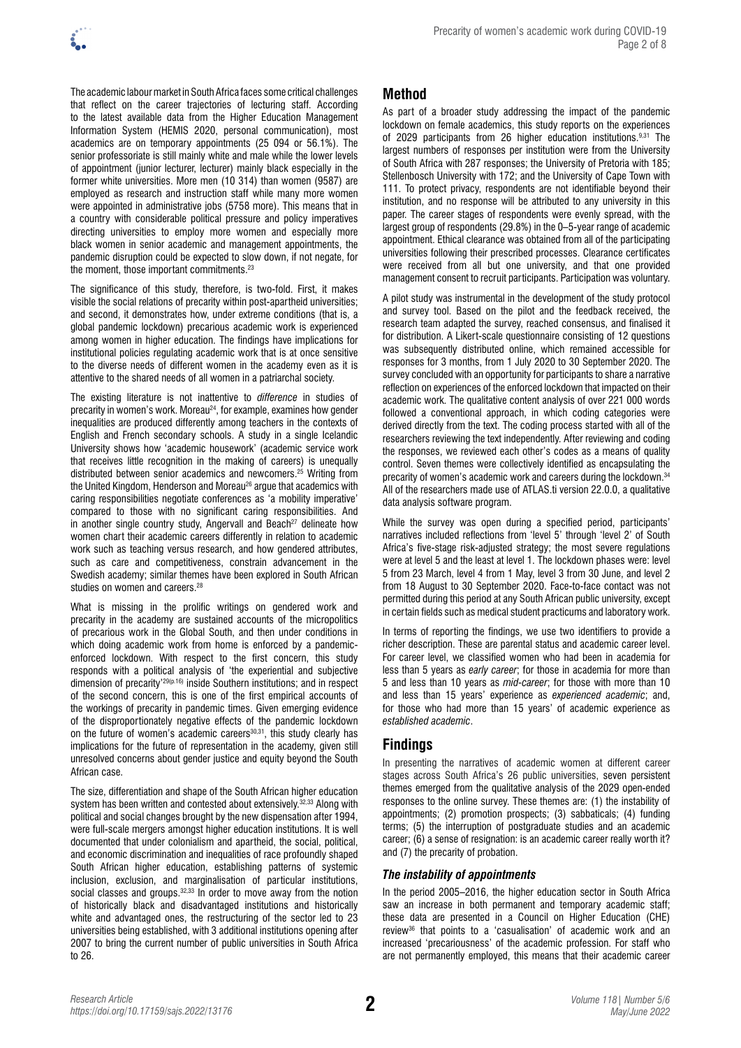The academic labour market in South Africa faces some critical challenges that reflect on the career trajectories of lecturing staff. According to the latest available data from the Higher Education Management Information System (HEMIS 2020, personal communication), most academics are on temporary appointments (25 094 or 56.1%). The senior professoriate is still mainly white and male while the lower levels of appointment (junior lecturer, lecturer) mainly black especially in the former white universities. More men (10 314) than women (9587) are employed as research and instruction staff while many more women were appointed in administrative jobs (5758 more). This means that in a country with considerable political pressure and policy imperatives directing universities to employ more women and especially more black women in senior academic and management appointments, the pandemic disruption could be expected to slow down, if not negate, for the moment, those important commitments.[23]

The significance of this study, therefore, is two-fold. First, it makes visible the social relations of precarity within post-apartheid universities; and second, it demonstrates how, under extreme conditions (that is, a global pandemic lockdown) precarious academic work is experienced among women in higher education. The findings have implications for institutional policies regulating academic work that is at once sensitive to the diverse needs of different women in the academy even as it is attentive to the shared needs of all women in a patriarchal society.

The existing literature is not inattentive to *difference* in studies of precarity in women's work. Moreau[24], for example, examines how gender inequalities are produced differently among teachers in the contexts of English and French secondary schools. A study in a single Icelandic University shows how 'academic housework' (academic service work that receives little recognition in the making of careers) is unequally distributed between senior academics and newcomers.[25] Writing from the United Kingdom, Henderson and Moreau[26] argue that academics with caring responsibilities negotiate conferences as 'a mobility imperative' compared to those with no significant caring responsibilities. And in another single country study, Angervall and Beach[27] delineate how women chart their academic careers differently in relation to academic work such as teaching versus research, and how gendered attributes, such as care and competitiveness, constrain advancement in the Swedish academy; similar themes have been explored in South African studies on women and careers.[28]

What is missing in the prolific writings on gendered work and precarity in the academy are sustained accounts of the micropolitics of precarious work in the Global South, and then under conditions in which doing academic work from home is enforced by a pandemic-enforced lockdown. With respect to the first concern, this study responds with a political analysis of 'the experiential and subjective dimension of precarity'[29(p.16)] inside Southern institutions; and in respect of the second concern, this is one of the first empirical accounts of the workings of precarity in pandemic times. Given emerging evidence of the disproportionately negative effects of the pandemic lockdown on the future of women's academic careers[30,31], this study clearly has implications for the future of representation in the academy, given still unresolved concerns about gender justice and equity beyond the South African case.

The size, differentiation and shape of the South African higher education system has been written and contested about extensively.[32,33] Along with political and social changes brought by the new dispensation after 1994, were full-scale mergers amongst higher education institutions. It is well documented that under colonialism and apartheid, the social, political, and economic discrimination and inequalities of race profoundly shaped South African higher education, establishing patterns of systemic inclusion, exclusion, and marginalisation of particular institutions, social classes and groups.[32,33] In order to move away from the notion of historically black and disadvantaged institutions and historically white and advantaged ones, the restructuring of the sector led to 23 universities being established, with 3 additional institutions opening after 2007 to bring the current number of public universities in South Africa to 26.

## Method

As part of a broader study addressing the impact of the pandemic lockdown on female academics, this study reports on the experiences of 2029 participants from 26 higher education institutions.[9,31] The largest numbers of responses per institution were from the University of South Africa with 287 responses; the University of Pretoria with 185; Stellenbosch University with 172; and the University of Cape Town with 111. To protect privacy, respondents are not identifiable beyond their institution, and no response will be attributed to any university in this paper. The career stages of respondents were evenly spread, with the largest group of respondents (29.8%) in the 0–5-year range of academic appointment. Ethical clearance was obtained from all of the participating universities following their prescribed processes. Clearance certificates were received from all but one university, and that one provided management consent to recruit participants. Participation was voluntary.

A pilot study was instrumental in the development of the study protocol and survey tool. Based on the pilot and the feedback received, the research team adapted the survey, reached consensus, and finalised it for distribution. A Likert-scale questionnaire consisting of 12 questions was subsequently distributed online, which remained accessible for responses for 3 months, from 1 July 2020 to 30 September 2020. The survey concluded with an opportunity for participants to share a narrative reflection on experiences of the enforced lockdown that impacted on their academic work. The qualitative content analysis of over 221 000 words followed a conventional approach, in which coding categories were derived directly from the text. The coding process started with all of the researchers reviewing the text independently. After reviewing and coding the responses, we reviewed each other's codes as a means of quality control. Seven themes were collectively identified as encapsulating the precarity of women's academic work and careers during the lockdown.[34] All of the researchers made use of ATLAS.ti version 22.0.0, a qualitative data analysis software program.

While the survey was open during a specified period, participants' narratives included reflections from 'level 5' through 'level 2' of South Africa's five-stage risk-adjusted strategy; the most severe regulations were at level 5 and the least at level 1. The lockdown phases were: level 5 from 23 March, level 4 from 1 May, level 3 from 30 June, and level 2 from 18 August to 30 September 2020. Face-to-face contact was not permitted during this period at any South African public university, except in certain fields such as medical student practicums and laboratory work.

In terms of reporting the findings, we use two identifiers to provide a richer description. These are parental status and academic career level. For career level, we classified women who had been in academia for less than 5 years as *early career*; for those in academia for more than 5 and less than 10 years as *mid-career*; for those with more than 10 and less than 15 years' experience as *experienced academic*; and, for those who had more than 15 years' of academic experience as *established academic*.

## Findings

In presenting the narratives of academic women at different career stages across South Africa's 26 public universities, seven persistent themes emerged from the qualitative analysis of the 2029 open-ended responses to the online survey. These themes are: (1) the instability of appointments; (2) promotion prospects; (3) sabbaticals; (4) funding terms; (5) the interruption of postgraduate studies and an academic career; (6) a sense of resignation: is an academic career really worth it? and (7) the precarity of probation.

### *The instability of appointments*

In the period 2005–2016, the higher education sector in South Africa saw an increase in both permanent and temporary academic staff; these data are presented in a Council on Higher Education (CHE) review[36] that points to a 'casualisation' of academic work and an increased 'precariousness' of the academic profession. For staff who are not permanently employed, this means that their academic career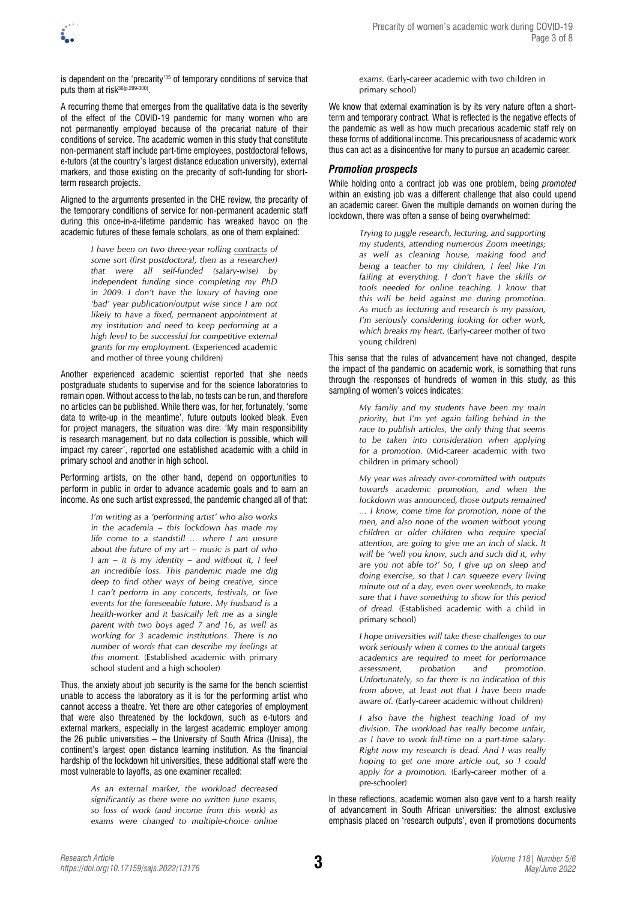is dependent on the 'precarity'[35] of temporary conditions of service that puts them at risk[36(p.299-300)].

A recurring theme that emerges from the qualitative data is the severity of the effect of the COVID-19 pandemic for many women who are not permanently employed because of the precariat nature of their conditions of service. The academic women in this study that constitute non-permanent staff include part-time employees, postdoctoral fellows, e-tutors (at the country's largest distance education university), external markers, and those existing on the precarity of soft-funding for short-term research projects.

Aligned to the arguments presented in the CHE review, the precarity of the temporary conditions of service for non-permanent academic staff during this once-in-a-lifetime pandemic has wreaked havoc on the academic futures of these female scholars, as one of them explained:

> *I have been on two three-year rolling contracts of some sort (first postdoctoral, then as a researcher) that were all self-funded (salary-wise) by independent funding since completing my PhD in 2009. I don't have the luxury of having one 'bad' year publication/output wise since I am not likely to have a fixed, permanent appointment at my institution and need to keep performing at a high level to be successful for competitive external grants for my employment.* (Experienced academic and mother of three young children)

Another experienced academic scientist reported that she needs postgraduate students to supervise and for the science laboratories to remain open. Without access to the lab, no tests can be run, and therefore no articles can be published. While there was, for her, fortunately, 'some data to write-up in the meantime', future outputs looked bleak. Even for project managers, the situation was dire: 'My main responsibility is research management, but no data collection is possible, which will impact my career', reported one established academic with a child in primary school and another in high school.

Performing artists, on the other hand, depend on opportunities to perform in public in order to advance academic goals and to earn an income. As one such artist expressed, the pandemic changed all of that:

> *I'm writing as a 'performing artist' who also works in the academia – this lockdown has made my life come to a standstill … where I am unsure about the future of my art – music is part of who I am – it is my identity – and without it, I feel an incredible loss. This pandemic made me dig deep to find other ways of being creative, since I can't perform in any concerts, festivals, or live events for the foreseeable future. My husband is a health-worker and it basically left me as a single parent with two boys aged 7 and 16, as well as working for 3 academic institutions. There is no number of words that can describe my feelings at this moment.* (Established academic with primary school student and a high schooler)

Thus, the anxiety about job security is the same for the bench scientist unable to access the laboratory as it is for the performing artist who cannot access a theatre. Yet there are other categories of employment that were also threatened by the lockdown, such as e-tutors and external markers, especially in the largest academic employer among the 26 public universities – the University of South Africa (Unisa), the continent's largest open distance learning institution. As the financial hardship of the lockdown hit universities, these additional staff were the most vulnerable to layoffs, as one examiner recalled:

> *As an external marker, the workload decreased significantly as there were no written June exams, so loss of work (and income from this work) as exams were changed to multiple-choice online exams.* (Early-career academic with two children in primary school)

We know that external examination is by its very nature often a short-term and temporary contract. What is reflected is the negative effects of the pandemic as well as how much precarious academic staff rely on these forms of additional income. This precariousness of academic work thus can act as a disincentive for many to pursue an academic career.

### Promotion prospects

While holding onto a contract job was one problem, being *promoted* within an existing job was a different challenge that also could upend an academic career. Given the multiple demands on women during the lockdown, there was often a sense of being overwhelmed:

> *Trying to juggle research, lecturing, and supporting my students, attending numerous Zoom meetings; as well as cleaning house, making food and being a teacher to my children, I feel like I'm failing at everything. I don't have the skills or tools needed for online teaching. I know that this will be held against me during promotion. As much as lecturing and research is my passion, I'm seriously considering looking for other work, which breaks my heart.* (Early-career mother of two young children)

This sense that the rules of advancement have not changed, despite the impact of the pandemic on academic work, is something that runs through the responses of hundreds of women in this study, as this sampling of women's voices indicates:

> *My family and my students have been my main priority, but I'm yet again falling behind in the race to publish articles, the only thing that seems to be taken into consideration when applying for a promotion.* (Mid-career academic with two children in primary school)

> *My year was already over-committed with outputs towards academic promotion, and when the lockdown was announced, those outputs remained … I know, come time for promotion, none of the men, and also none of the women without young children or older children who require special attention, are going to give me an inch of slack. It will be 'well you know, such and such did it, why are you not able to?' So, I give up on sleep and doing exercise, so that I can squeeze every living minute out of a day, even over weekends, to make sure that I have something to show for this period of dread.* (Established academic with a child in primary school)

> *I hope universities will take these challenges to our work seriously when it comes to the annual targets academics are required to meet for performance assessment, probation and promotion. Unfortunately, so far there is no indication of this from above, at least not that I have been made aware of.* (Early-career academic without children)

> *I also have the highest teaching load of my division. The workload has really become unfair, as I have to work full-time on a part-time salary. Right now my research is dead. And I was really hoping to get one more article out, so I could apply for a promotion.* (Early-career mother of a pre-schooler)

In these reflections, academic women also gave vent to a harsh reality of advancement in South African universities: the almost exclusive emphasis placed on 'research outputs', even if promotions documents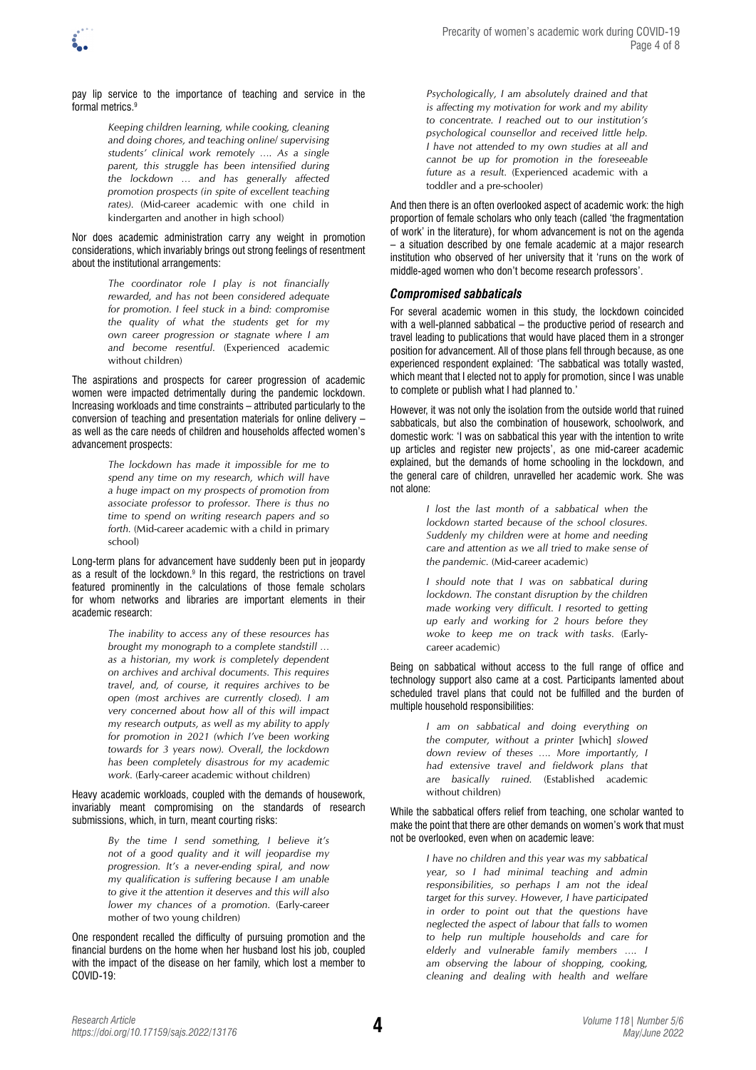pay lip service to the importance of teaching and service in the formal metrics.[9]

> *Keeping children learning, while cooking, cleaning and doing chores, and teaching online/ supervising students' clinical work remotely …. As a single parent, this struggle has been intensified during the lockdown … and has generally affected promotion prospects (in spite of excellent teaching rates).* (Mid-career academic with one child in kindergarten and another in high school)

Nor does academic administration carry any weight in promotion considerations, which invariably brings out strong feelings of resentment about the institutional arrangements:

> *The coordinator role I play is not financially rewarded, and has not been considered adequate for promotion. I feel stuck in a bind: compromise the quality of what the students get for my own career progression or stagnate where I am and become resentful.* (Experienced academic without children)

The aspirations and prospects for career progression of academic women were impacted detrimentally during the pandemic lockdown. Increasing workloads and time constraints – attributed particularly to the conversion of teaching and presentation materials for online delivery – as well as the care needs of children and households affected women's advancement prospects:

> *The lockdown has made it impossible for me to spend any time on my research, which will have a huge impact on my prospects of promotion from associate professor to professor. There is thus no time to spend on writing research papers and so forth.* (Mid-career academic with a child in primary school)

Long-term plans for advancement have suddenly been put in jeopardy as a result of the lockdown.[9] In this regard, the restrictions on travel featured prominently in the calculations of those female scholars for whom networks and libraries are important elements in their academic research:

> *The inability to access any of these resources has brought my monograph to a complete standstill … as a historian, my work is completely dependent on archives and archival documents. This requires travel, and, of course, it requires archives to be open (most archives are currently closed). I am very concerned about how all of this will impact my research outputs, as well as my ability to apply for promotion in 2021 (which I've been working towards for 3 years now). Overall, the lockdown has been completely disastrous for my academic work.* (Early-career academic without children)

Heavy academic workloads, coupled with the demands of housework, invariably meant compromising on the standards of research submissions, which, in turn, meant courting risks:

> *By the time I send something, I believe it's not of a good quality and it will jeopardise my progression. It's a never-ending spiral, and now my qualification is suffering because I am unable to give it the attention it deserves and this will also lower my chances of a promotion.* (Early-career mother of two young children)

One respondent recalled the difficulty of pursuing promotion and the financial burdens on the home when her husband lost his job, coupled with the impact of the disease on her family, which lost a member to COVID-19:

> *Psychologically, I am absolutely drained and that is affecting my motivation for work and my ability to concentrate. I reached out to our institution's psychological counsellor and received little help. I have not attended to my own studies at all and cannot be up for promotion in the foreseeable future as a result.* (Experienced academic with a toddler and a pre-schooler)

And then there is an often overlooked aspect of academic work: the high proportion of female scholars who only teach (called 'the fragmentation of work' in the literature), for whom advancement is not on the agenda – a situation described by one female academic at a major research institution who observed of her university that it 'runs on the work of middle-aged women who don't become research professors'.

### *Compromised sabbaticals*

For several academic women in this study, the lockdown coincided with a well-planned sabbatical – the productive period of research and travel leading to publications that would have placed them in a stronger position for advancement. All of those plans fell through because, as one experienced respondent explained: 'The sabbatical was totally wasted, which meant that I elected not to apply for promotion, since I was unable to complete or publish what I had planned to.'

However, it was not only the isolation from the outside world that ruined sabbaticals, but also the combination of housework, schoolwork, and domestic work: 'I was on sabbatical this year with the intention to write up articles and register new projects', as one mid-career academic explained, but the demands of home schooling in the lockdown, and the general care of children, unravelled her academic work. She was not alone:

> *I lost the last month of a sabbatical when the lockdown started because of the school closures. Suddenly my children were at home and needing care and attention as we all tried to make sense of the pandemic.* (Mid-career academic)

> *I should note that I was on sabbatical during lockdown. The constant disruption by the children made working very difficult. I resorted to getting up early and working for 2 hours before they woke to keep me on track with tasks.* (Early-career academic)

Being on sabbatical without access to the full range of office and technology support also came at a cost. Participants lamented about scheduled travel plans that could not be fulfilled and the burden of multiple household responsibilities:

> *I am on sabbatical and doing everything on the computer, without a printer* [which] *slowed down review of theses …. More importantly, I had extensive travel and fieldwork plans that are basically ruined.* (Established academic without children)

While the sabbatical offers relief from teaching, one scholar wanted to make the point that there are other demands on women's work that must not be overlooked, even when on academic leave:

> *I have no children and this year was my sabbatical year, so I had minimal teaching and admin responsibilities, so perhaps I am not the ideal target for this survey. However, I have participated in order to point out that the questions have neglected the aspect of labour that falls to women to help run multiple households and care for elderly and vulnerable family members …. I am observing the labour of shopping, cooking, cleaning and dealing with health and welfare*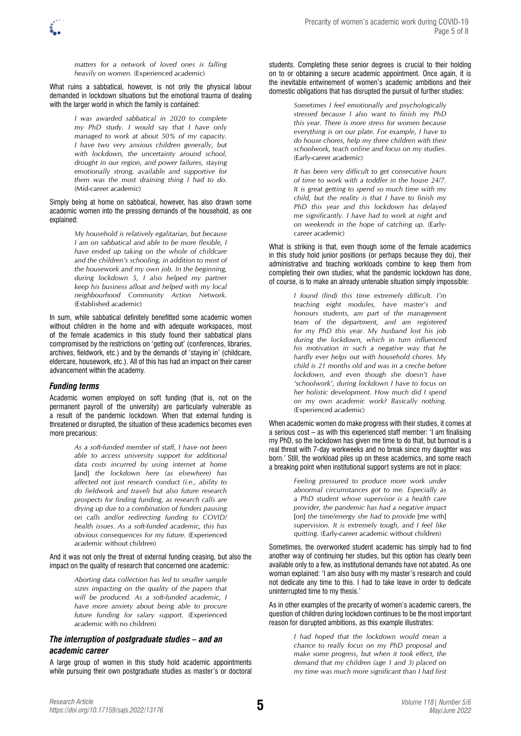> *matters for a network of loved ones is falling heavily on women.* (Experienced academic)

What ruins a sabbatical, however, is not only the physical labour demanded in lockdown situations but the emotional trauma of dealing with the larger world in which the family is contained:

> *I was awarded sabbatical in 2020 to complete my PhD study. I would say that I have only managed to work at about 50% of my capacity. I have two very anxious children generally, but with lockdown, the uncertainty around school, drought in our region, and power failures, staying emotionally strong, available and supportive for them was the most draining thing I had to do.* (Mid-career academic)

Simply being at home on sabbatical, however, has also drawn some academic women into the pressing demands of the household, as one explained:

> *My household is relatively egalitarian, but because I am on sabbatical and able to be more flexible, I have ended up taking on the whole of childcare and the children's schooling, in addition to most of the housework and my own job. In the beginning, during lockdown 5, I also helped my partner keep his business afloat and helped with my local neighbourhood Community Action Network.* (Established academic)

In sum, while sabbatical definitely benefitted some academic women without children in the home and with adequate workspaces, most of the female academics in this study found their sabbatical plans compromised by the restrictions on 'getting out' (conferences, libraries, archives, fieldwork, etc.) and by the demands of 'staying in' (childcare, eldercare, housework, etc.). All of this has had an impact on their career advancement within the academy.

### *Funding terms*

Academic women employed on soft funding (that is, not on the permanent payroll of the university) are particularly vulnerable as a result of the pandemic lockdown. When that external funding is threatened or disrupted, the situation of these academics becomes even more precarious:

> *As a soft-funded member of staff, I have not been able to access university support for additional data costs incurred by using internet at home* [and] *the lockdown here (as elsewhere) has affected not just research conduct (i.e., ability to do fieldwork and travel) but also future research prospects for finding funding, as research calls are drying up due to a combination of funders pausing on calls and/or redirecting funding to COVID/health issues. As a soft-funded academic, this has obvious consequences for my future.* (Experienced academic without children)

And it was not only the threat of external funding ceasing, but also the impact on the quality of research that concerned one academic:

> *Aborting data collection has led to smaller sample sizes impacting on the quality of the papers that will be produced. As a soft-funded academic, I have more anxiety about being able to procure future funding for salary support.* (Experienced academic with no children)

### *The interruption of postgraduate studies – and an academic career*

A large group of women in this study hold academic appointments while pursuing their own postgraduate studies as master's or doctoral students. Completing these senior degrees is crucial to their holding on to or obtaining a secure academic appointment. Once again, it is the inevitable entwinement of women's academic ambitions and their domestic obligations that has disrupted the pursuit of further studies:

> *Sometimes I feel emotionally and psychologically stressed because I also want to finish my PhD this year. There is more stress for women because everything is on our plate. For example, I have to do house chores, help my three children with their schoolwork, teach online and focus on my studies.* (Early-career academic)

> *It has been very difficult to get consecutive hours of time to work with a toddler in the house 24/7. It is great getting to spend so much time with my child, but the reality is that I have to finish my PhD this year and this lockdown has delayed me significantly. I have had to work at night and on weekends in the hope of catching up.* (Early-career academic)

What is striking is that, even though some of the female academics in this study hold junior positions (or perhaps because they do), their administrative and teaching workloads combine to keep them from completing their own studies; what the pandemic lockdown has done, of course, is to make an already untenable situation simply impossible:

> *I found (find) this time extremely difficult. I'm teaching eight modules, have master's and honours students, am part of the management team of the department, and am registered for my PhD this year. My husband lost his job during the lockdown, which in turn influenced his motivation in such a negative way that he hardly ever helps out with household chores. My child is 21 months old and was in a creche before lockdown, and even though she doesn't have 'schoolwork', during lockdown I have to focus on her holistic development. How much did I spend on my own academic work? Basically nothing.* (Experienced academic)

When academic women do make progress with their studies, it comes at a serious cost – as with this experienced staff member: 'I am finalising my PhD, so the lockdown has given me time to do that, but burnout is a real threat with 7-day workweeks and no break since my daughter was born.' Still, the workload piles up on these academics, and some reach a breaking point when institutional support systems are not in place:

> *Feeling pressured to produce more work under abnormal circumstances got to me. Especially as a PhD student whose supervisor is a health care provider, the pandemic has had a negative impact* [on] *the time/energy she had to provide* [me with] *supervision. It is extremely tough, and I feel like quitting.* (Early-career academic without children)

Sometimes, the overworked student academic has simply had to find another way of continuing her studies, but this option has clearly been available only to a few, as institutional demands have not abated. As one woman explained: 'I am also busy with my master's research and could not dedicate any time to this. I had to take leave in order to dedicate uninterrupted time to my thesis.'

As in other examples of the precarity of women's academic careers, the question of children during lockdown continues to be the most important reason for disrupted ambitions, as this example illustrates:

> *I had hoped that the lockdown would mean a chance to really focus on my PhD proposal and make some progress, but when it took effect, the demand that my children (age 1 and 3) placed on my time was much more significant than I had first*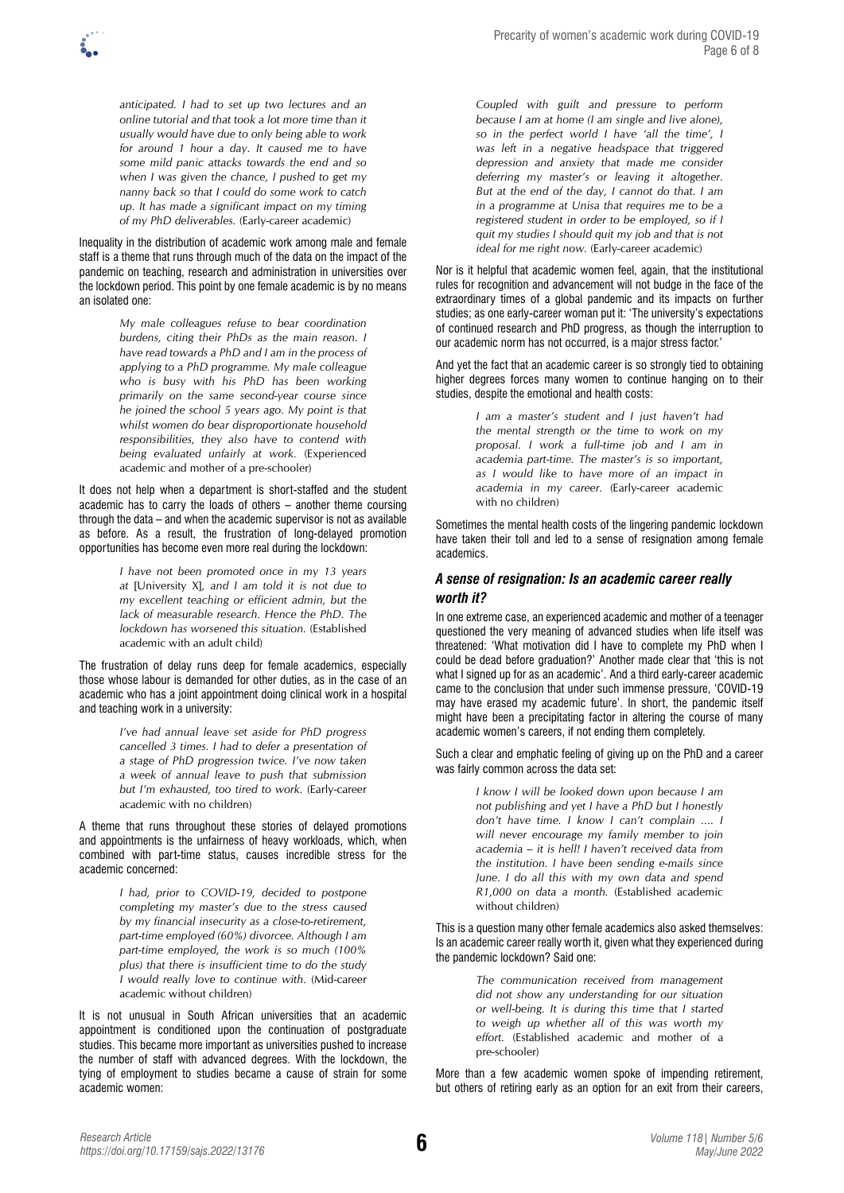> *anticipated. I had to set up two lectures and an online tutorial and that took a lot more time than it usually would have due to only being able to work for around 1 hour a day. It caused me to have some mild panic attacks towards the end and so when I was given the chance, I pushed to get my nanny back so that I could do some work to catch up. It has made a significant impact on my timing of my PhD deliverables.* (Early-career academic)

Inequality in the distribution of academic work among male and female staff is a theme that runs through much of the data on the impact of the pandemic on teaching, research and administration in universities over the lockdown period. This point by one female academic is by no means an isolated one:

> *My male colleagues refuse to bear coordination burdens, citing their PhDs as the main reason. I have read towards a PhD and I am in the process of applying to a PhD programme. My male colleague who is busy with his PhD has been working primarily on the same second-year course since he joined the school 5 years ago. My point is that whilst women do bear disproportionate household responsibilities, they also have to contend with being evaluated unfairly at work.* (Experienced academic and mother of a pre-schooler)

It does not help when a department is short-staffed and the student academic has to carry the loads of others – another theme coursing through the data – and when the academic supervisor is not as available as before. As a result, the frustration of long-delayed promotion opportunities has become even more real during the lockdown:

> *I have not been promoted once in my 13 years at* [University X]*, and I am told it is not due to my excellent teaching or efficient admin, but the lack of measurable research. Hence the PhD. The lockdown has worsened this situation.* (Established academic with an adult child)

The frustration of delay runs deep for female academics, especially those whose labour is demanded for other duties, as in the case of an academic who has a joint appointment doing clinical work in a hospital and teaching work in a university:

> *I've had annual leave set aside for PhD progress cancelled 3 times. I had to defer a presentation of a stage of PhD progression twice. I've now taken a week of annual leave to push that submission but I'm exhausted, too tired to work.* (Early-career academic with no children)

A theme that runs throughout these stories of delayed promotions and appointments is the unfairness of heavy workloads, which, when combined with part-time status, causes incredible stress for the academic concerned:

> *I had, prior to COVID-19, decided to postpone completing my master's due to the stress caused by my financial insecurity as a close-to-retirement, part-time employed (60%) divorcee. Although I am part-time employed, the work is so much (100% plus) that there is insufficient time to do the study I would really love to continue with.* (Mid-career academic without children)

It is not unusual in South African universities that an academic appointment is conditioned upon the continuation of postgraduate studies. This became more important as universities pushed to increase the number of staff with advanced degrees. With the lockdown, the tying of employment to studies became a cause of strain for some academic women:

> *Coupled with guilt and pressure to perform because I am at home (I am single and live alone), so in the perfect world I have 'all the time', I was left in a negative headspace that triggered depression and anxiety that made me consider deferring my master's or leaving it altogether. But at the end of the day, I cannot do that. I am in a programme at Unisa that requires me to be a registered student in order to be employed, so if I quit my studies I should quit my job and that is not ideal for me right now.* (Early-career academic)

Nor is it helpful that academic women feel, again, that the institutional rules for recognition and advancement will not budge in the face of the extraordinary times of a global pandemic and its impacts on further studies; as one early-career woman put it: 'The university's expectations of continued research and PhD progress, as though the interruption to our academic norm has not occurred, is a major stress factor.'

And yet the fact that an academic career is so strongly tied to obtaining higher degrees forces many women to continue hanging on to their studies, despite the emotional and health costs:

> *I am a master's student and I just haven't had the mental strength or the time to work on my proposal. I work a full-time job and I am in academia part-time. The master's is so important, as I would like to have more of an impact in academia in my career.* (Early-career academic with no children)

Sometimes the mental health costs of the lingering pandemic lockdown have taken their toll and led to a sense of resignation among female academics.

### *A sense of resignation: Is an academic career really worth it?*

In one extreme case, an experienced academic and mother of a teenager questioned the very meaning of advanced studies when life itself was threatened: 'What motivation did I have to complete my PhD when I could be dead before graduation?' Another made clear that 'this is not what I signed up for as an academic'. And a third early-career academic came to the conclusion that under such immense pressure, 'COVID-19 may have erased my academic future'. In short, the pandemic itself might have been a precipitating factor in altering the course of many academic women's careers, if not ending them completely.

Such a clear and emphatic feeling of giving up on the PhD and a career was fairly common across the data set:

> *I know I will be looked down upon because I am not publishing and yet I have a PhD but I honestly don't have time. I know I can't complain …. I will never encourage my family member to join academia – it is hell! I haven't received data from the institution. I have been sending e-mails since June. I do all this with my own data and spend R1,000 on data a month.* (Established academic without children)

This is a question many other female academics also asked themselves: Is an academic career really worth it, given what they experienced during the pandemic lockdown? Said one:

> *The communication received from management did not show any understanding for our situation or well-being. It is during this time that I started to weigh up whether all of this was worth my effort.* (Established academic and mother of a pre-schooler)

More than a few academic women spoke of impending retirement, but others of retiring early as an option for an exit from their careers,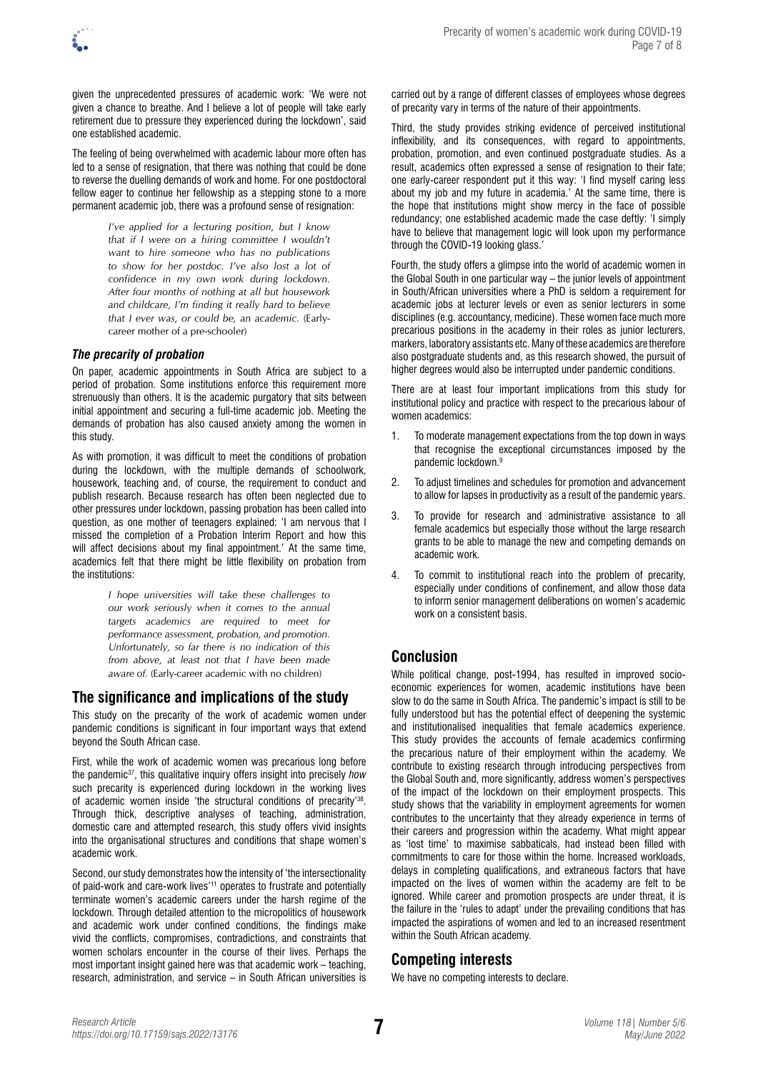given the unprecedented pressures of academic work: 'We were not given a chance to breathe. And I believe a lot of people will take early retirement due to pressure they experienced during the lockdown', said one established academic.

The feeling of being overwhelmed with academic labour more often has led to a sense of resignation, that there was nothing that could be done to reverse the duelling demands of work and home. For one postdoctoral fellow eager to continue her fellowship as a stepping stone to a more permanent academic job, there was a profound sense of resignation:

> *I've applied for a lecturing position, but I know that if I were on a hiring committee I wouldn't want to hire someone who has no publications to show for her postdoc. I've also lost a lot of confidence in my own work during lockdown. After four months of nothing at all but housework and childcare, I'm finding it really hard to believe that I ever was, or could be, an academic.* (Early-career mother of a pre-schooler)

### *The precarity of probation*

On paper, academic appointments in South Africa are subject to a period of probation. Some institutions enforce this requirement more strenuously than others. It is the academic purgatory that sits between initial appointment and securing a full-time academic job. Meeting the demands of probation has also caused anxiety among the women in this study.

As with promotion, it was difficult to meet the conditions of probation during the lockdown, with the multiple demands of schoolwork, housework, teaching and, of course, the requirement to conduct and publish research. Because research has often been neglected due to other pressures under lockdown, passing probation has been called into question, as one mother of teenagers explained: 'I am nervous that I missed the completion of a Probation Interim Report and how this will affect decisions about my final appointment.' At the same time, academics felt that there might be little flexibility on probation from the institutions:

> *I hope universities will take these challenges to our work seriously when it comes to the annual targets academics are required to meet for performance assessment, probation, and promotion. Unfortunately, so far there is no indication of this from above, at least not that I have been made aware of.* (Early-career academic with no children)

## The significance and implications of the study

This study on the precarity of the work of academic women under pandemic conditions is significant in four important ways that extend beyond the South African case.

First, while the work of academic women was precarious long before the pandemic[37], this qualitative inquiry offers insight into precisely *how* such precarity is experienced during lockdown in the working lives of academic women inside 'the structural conditions of precarity'[38]. Through thick, descriptive analyses of teaching, administration, domestic care and attempted research, this study offers vivid insights into the organisational structures and conditions that shape women's academic work.

Second, our study demonstrates how the intensity of 'the intersectionality of paid-work and care-work lives'[11] operates to frustrate and potentially terminate women's academic careers under the harsh regime of the lockdown. Through detailed attention to the micropolitics of housework and academic work under confined conditions, the findings make vivid the conflicts, compromises, contradictions, and constraints that women scholars encounter in the course of their lives. Perhaps the most important insight gained here was that academic work – teaching, research, administration, and service – in South African universities is carried out by a range of different classes of employees whose degrees of precarity vary in terms of the nature of their appointments.

Third, the study provides striking evidence of perceived institutional inflexibility, and its consequences, with regard to appointments, probation, promotion, and even continued postgraduate studies. As a result, academics often expressed a sense of resignation to their fate; one early-career respondent put it this way: 'I find myself caring less about my job and my future in academia.' At the same time, there is the hope that institutions might show mercy in the face of possible redundancy; one established academic made the case deftly: 'I simply have to believe that management logic will look upon my performance through the COVID-19 looking glass.'

Fourth, the study offers a glimpse into the world of academic women in the Global South in one particular way – the junior levels of appointment in South/African universities where a PhD is seldom a requirement for academic jobs at lecturer levels or even as senior lecturers in some disciplines (e.g. accountancy, medicine). These women face much more precarious positions in the academy in their roles as junior lecturers, markers, laboratory assistants etc. Many of these academics are therefore also postgraduate students and, as this research showed, the pursuit of higher degrees would also be interrupted under pandemic conditions.

There are at least four important implications from this study for institutional policy and practice with respect to the precarious labour of women academics:

1. To moderate management expectations from the top down in ways that recognise the exceptional circumstances imposed by the pandemic lockdown.[9]
2. To adjust timelines and schedules for promotion and advancement to allow for lapses in productivity as a result of the pandemic years.
3. To provide for research and administrative assistance to all female academics but especially those without the large research grants to be able to manage the new and competing demands on academic work.
4. To commit to institutional reach into the problem of precarity, especially under conditions of confinement, and allow those data to inform senior management deliberations on women's academic work on a consistent basis.

## Conclusion

While political change, post-1994, has resulted in improved socio-economic experiences for women, academic institutions have been slow to do the same in South Africa. The pandemic's impact is still to be fully understood but has the potential effect of deepening the systemic and institutionalised inequalities that female academics experience. This study provides the accounts of female academics confirming the precarious nature of their employment within the academy. We contribute to existing research through introducing perspectives from the Global South and, more significantly, address women's perspectives of the impact of the lockdown on their employment prospects. This study shows that the variability in employment agreements for women contributes to the uncertainty that they already experience in terms of their careers and progression within the academy. What might appear as 'lost time' to maximise sabbaticals, had instead been filled with commitments to care for those within the home. Increased workloads, delays in completing qualifications, and extraneous factors that have impacted on the lives of women within the academy are felt to be ignored. While career and promotion prospects are under threat, it is the failure in the 'rules to adapt' under the prevailing conditions that has impacted the aspirations of women and led to an increased resentment within the South African academy.

## Competing interests

We have no competing interests to declare.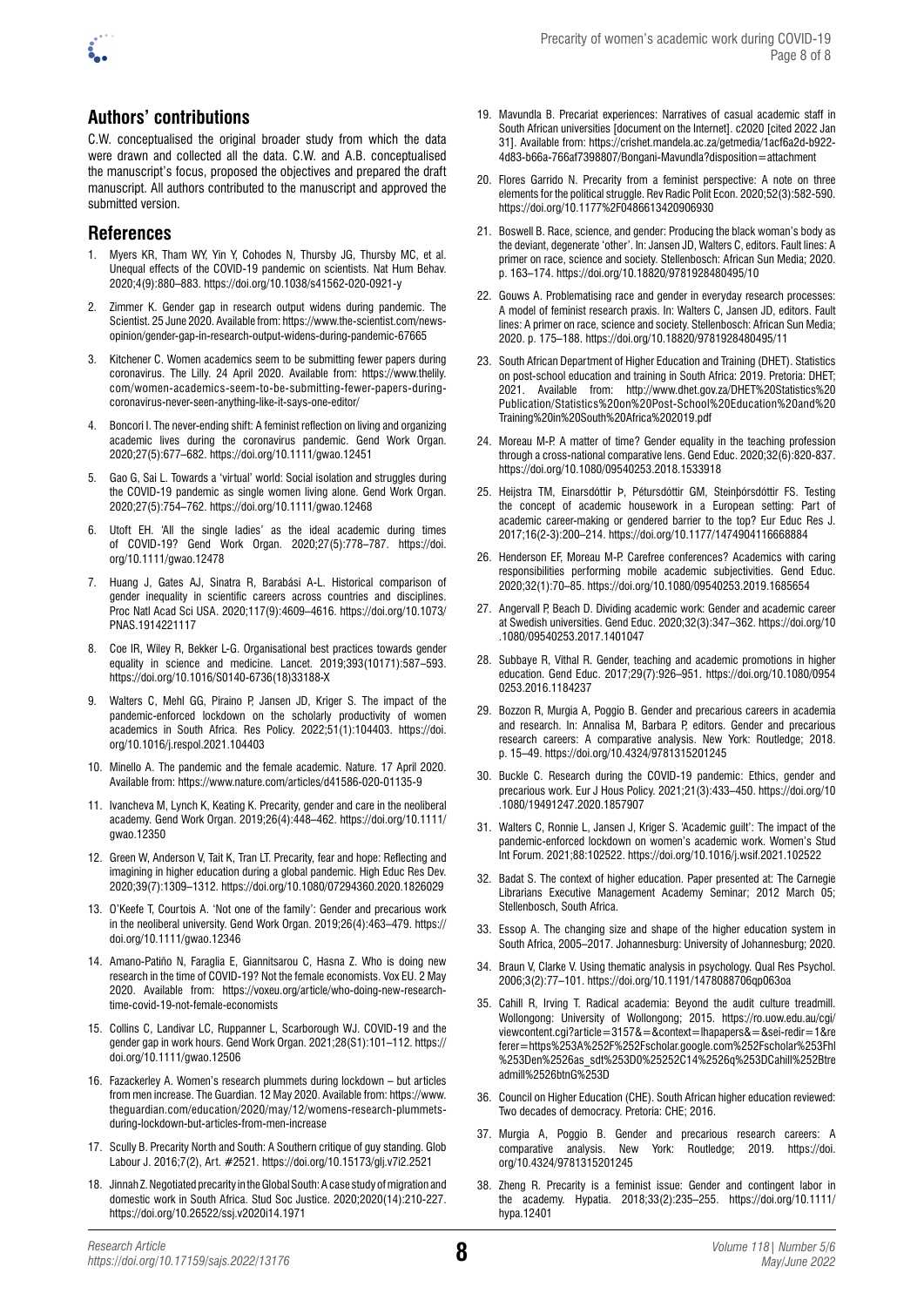## Authors' contributions

C.W. conceptualised the original broader study from which the data were drawn and collected all the data. C.W. and A.B. conceptualised the manuscript's focus, proposed the objectives and prepared the draft manuscript. All authors contributed to the manuscript and approved the submitted version.

## References

1. Myers KR, Tham WY, Yin Y, Cohodes N, Thursby JG, Thursby MC, et al. Unequal effects of the COVID-19 pandemic on scientists. Nat Hum Behav. 2020;4(9):880–883. https://doi.org/10.1038/s41562-020-0921-y
2. Zimmer K. Gender gap in research output widens during pandemic. The Scientist. 25 June 2020. Available from: https://www.the-scientist.com/news-opinion/gender-gap-in-research-output-widens-during-pandemic-67665
3. Kitchener C. Women academics seem to be submitting fewer papers during coronavirus. The Lilly. 24 April 2020. Available from: https://www.thelily.com/women-academics-seem-to-be-submitting-fewer-papers-during-coronavirus-never-seen-anything-like-it-says-one-editor/
4. Boncori I. The never-ending shift: A feminist reflection on living and organizing academic lives during the coronavirus pandemic. Gend Work Organ. 2020;27(5):677–682. https://doi.org/10.1111/gwao.12451
5. Gao G, Sai L. Towards a 'virtual' world: Social isolation and struggles during the COVID-19 pandemic as single women living alone. Gend Work Organ. 2020;27(5):754–762. https://doi.org/10.1111/gwao.12468
6. Utoft EH. 'All the single ladies' as the ideal academic during times of COVID-19? Gend Work Organ. 2020;27(5):778–787. https://doi.org/10.1111/gwao.12478
7. Huang J, Gates AJ, Sinatra R, Barabási A-L. Historical comparison of gender inequality in scientific careers across countries and disciplines. Proc Natl Acad Sci USA. 2020;117(9):4609–4616. https://doi.org/10.1073/PNAS.1914221117
8. Coe IR, Wiley R, Bekker L-G. Organisational best practices towards gender equality in science and medicine. Lancet. 2019;393(10171):587–593. https://doi.org/10.1016/S0140-6736(18)33188-X
9. Walters C, Mehl GG, Piraino P, Jansen JD, Kriger S. The impact of the pandemic-enforced lockdown on the scholarly productivity of women academics in South Africa. Res Policy. 2022;51(1):104403. https://doi.org/10.1016/j.respol.2021.104403
10. Minello A. The pandemic and the female academic. Nature. 17 April 2020. Available from: https://www.nature.com/articles/d41586-020-01135-9
11. Ivancheva M, Lynch K, Keating K. Precarity, gender and care in the neoliberal academy. Gend Work Organ. 2019;26(4):448–462. https://doi.org/10.1111/gwao.12350
12. Green W, Anderson V, Tait K, Tran LT. Precarity, fear and hope: Reflecting and imagining in higher education during a global pandemic. High Educ Res Dev. 2020;39(7):1309–1312. https://doi.org/10.1080/07294360.2020.1826029
13. O'Keefe T, Courtois A. 'Not one of the family': Gender and precarious work in the neoliberal university. Gend Work Organ. 2019;26(4):463–479. https://doi.org/10.1111/gwao.12346
14. Amano-Patiño N, Faraglia E, Giannitsarou C, Hasna Z. Who is doing new research in the time of COVID-19? Not the female economists. Vox EU. 2 May 2020. Available from: https://voxeu.org/article/who-doing-new-research-time-covid-19-not-female-economists
15. Collins C, Landivar LC, Ruppanner L, Scarborough WJ. COVID-19 and the gender gap in work hours. Gend Work Organ. 2021;28(S1):101–112. https://doi.org/10.1111/gwao.12506
16. Fazackerley A. Women's research plummets during lockdown – but articles from men increase. The Guardian. 12 May 2020. Available from: https://www.theguardian.com/education/2020/may/12/womens-research-plummets-during-lockdown-but-articles-from-men-increase
17. Scully B. Precarity North and South: A Southern critique of guy standing. Glob Labour J. 2016;7(2), Art. #2521. https://doi.org/10.15173/glj.v7i2.2521
18. Jinnah Z. Negotiated precarity in the Global South: A case study of migration and domestic work in South Africa. Stud Soc Justice. 2020;2020(14):210-227. https://doi.org/10.26522/ssj.v2020i14.1971
19. Mavundla B. Precariat experiences: Narratives of casual academic staff in South African universities [document on the Internet]. c2020 [cited 2022 Jan 31]. Available from: https://crishet.mandela.ac.za/getmedia/1acf6a2d-b922-4d83-b66a-766af7398807/Bongani-Mavundla?disposition=attachment
20. Flores Garrido N. Precarity from a feminist perspective: A note on three elements for the political struggle. Rev Radic Polit Econ. 2020;52(3):582-590. https://doi.org/10.1177%2F0486613420906930
21. Boswell B. Race, science, and gender: Producing the black woman's body as the deviant, degenerate 'other'. In: Jansen JD, Walters C, editors. Fault lines: A primer on race, science and society. Stellenbosch: African Sun Media; 2020. p. 163–174. https://doi.org/10.18820/9781928480495/10
22. Gouws A. Problematising race and gender in everyday research processes: A model of feminist research praxis. In: Walters C, Jansen JD, editors. Fault lines: A primer on race, science and society. Stellenbosch: African Sun Media; 2020. p. 175–188. https://doi.org/10.18820/9781928480495/11
23. South African Department of Higher Education and Training (DHET). Statistics on post-school education and training in South Africa: 2019. Pretoria: DHET; 2021. Available from: http://www.dhet.gov.za/DHET%20Statistics%20Publication/Statistics%20on%20Post-School%20Education%20and%20Training%20in%20South%20Africa%202019.pdf
24. Moreau M-P. A matter of time? Gender equality in the teaching profession through a cross-national comparative lens. Gend Educ. 2020;32(6):820-837. https://doi.org/10.1080/09540253.2018.1533918
25. Heijstra TM, Einarsdóttir Þ, Pétursdóttir GM, Steinþórsdóttir FS. Testing the concept of academic housework in a European setting: Part of academic career-making or gendered barrier to the top? Eur Educ Res J. 2017;16(2-3):200–214. https://doi.org/10.1177/1474904116668884
26. Henderson EF, Moreau M-P. Carefree conferences? Academics with caring responsibilities performing mobile academic subjectivities. Gend Educ. 2020;32(1):70–85. https://doi.org/10.1080/09540253.2019.1685654
27. Angervall P, Beach D. Dividing academic work: Gender and academic career at Swedish universities. Gend Educ. 2020;32(3):347–362. https://doi.org/10.1080/09540253.2017.1401047
28. Subbaye R, Vithal R. Gender, teaching and academic promotions in higher education. Gend Educ. 2017;29(7):926–951. https://doi.org/10.1080/09540253.2016.1184237
29. Bozzon R, Murgia A, Poggio B. Gender and precarious careers in academia and research. In: Annalisa M, Barbara P, editors. Gender and precarious research careers: A comparative analysis. New York: Routledge; 2018. p. 15–49. https://doi.org/10.4324/9781315201245
30. Buckle C. Research during the COVID-19 pandemic: Ethics, gender and precarious work. Eur J Hous Policy. 2021;21(3):433–450. https://doi.org/10.1080/19491247.2020.1857907
31. Walters C, Ronnie L, Jansen J, Kriger S. 'Academic guilt': The impact of the pandemic-enforced lockdown on women's academic work. Women's Stud Int Forum. 2021;88:102522. https://doi.org/10.1016/j.wsif.2021.102522
32. Badat S. The context of higher education. Paper presented at: The Carnegie Librarians Executive Management Academy Seminar; 2012 March 05; Stellenbosch, South Africa.
33. Essop A. The changing size and shape of the higher education system in South Africa, 2005–2017. Johannesburg: University of Johannesburg; 2020.
34. Braun V, Clarke V. Using thematic analysis in psychology. Qual Res Psychol. 2006;3(2):77–101. https://doi.org/10.1191/1478088706qp063oa
35. Cahill R, Irving T. Radical academia: Beyond the audit culture treadmill. Wollongong: University of Wollongong; 2015. https://ro.uow.edu.au/cgi/viewcontent.cgi?article=3157&=&context=lhapapers&=&sei-redir=1&referer=https%253A%252F%252Fscholar.google.com%252Fscholar%253Fhl%253Den%2526as_sdt%253D0%25252C14%2526q%253DCahill%252Btreadmill%2526btnG%253D
36. Council on Higher Education (CHE). South African higher education reviewed: Two decades of democracy. Pretoria: CHE; 2016.
37. Murgia A, Poggio B. Gender and precarious research careers: A comparative analysis. New York: Routledge; 2019. https://doi.org/10.4324/9781315201245
38. Zheng R. Precarity is a feminist issue: Gender and contingent labor in the academy. Hypatia. 2018;33(2):235–255. https://doi.org/10.1111/hypa.12401